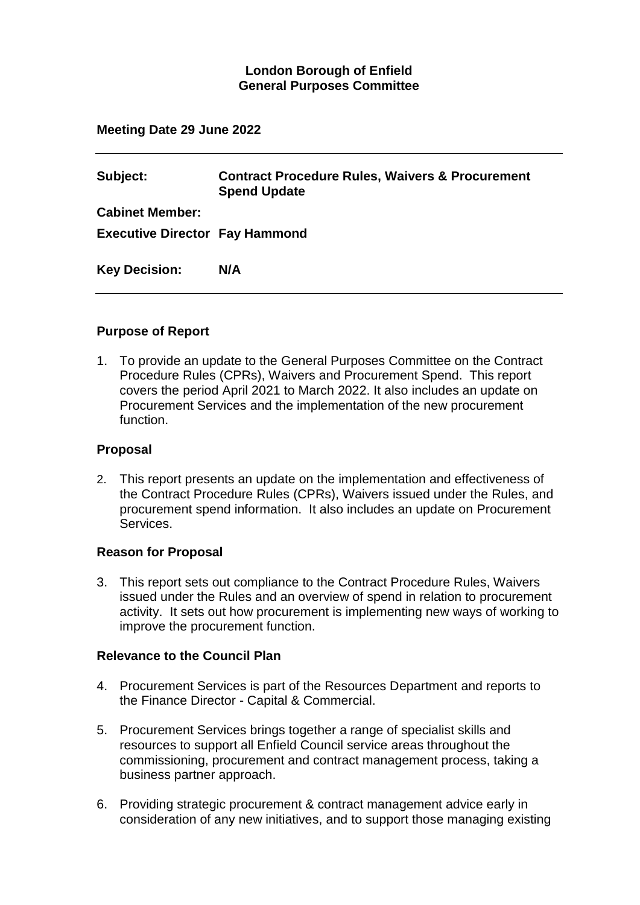**London Borough of Enfield**
**General Purposes Committee**

**Meeting Date 29 June 2022**

---

| | |
|---|---|
| **Subject:** | **Contract Procedure Rules, Waivers & Procurement Spend Update** |
| **Cabinet Member:** | |
| **Executive Director** | **Fay Hammond** |
| **Key Decision:** | **N/A** |

---

## Purpose of Report

1. To provide an update to the General Purposes Committee on the Contract Procedure Rules (CPRs), Waivers and Procurement Spend. This report covers the period April 2021 to March 2022. It also includes an update on Procurement Services and the implementation of the new procurement function.

## Proposal

2. This report presents an update on the implementation and effectiveness of the Contract Procedure Rules (CPRs), Waivers issued under the Rules, and procurement spend information. It also includes an update on Procurement Services.

## Reason for Proposal

3. This report sets out compliance to the Contract Procedure Rules, Waivers issued under the Rules and an overview of spend in relation to procurement activity. It sets out how procurement is implementing new ways of working to improve the procurement function.

## Relevance to the Council Plan

4. Procurement Services is part of the Resources Department and reports to the Finance Director - Capital & Commercial.

5. Procurement Services brings together a range of specialist skills and resources to support all Enfield Council service areas throughout the commissioning, procurement and contract management process, taking a business partner approach.

6. Providing strategic procurement & contract management advice early in consideration of any new initiatives, and to support those managing existing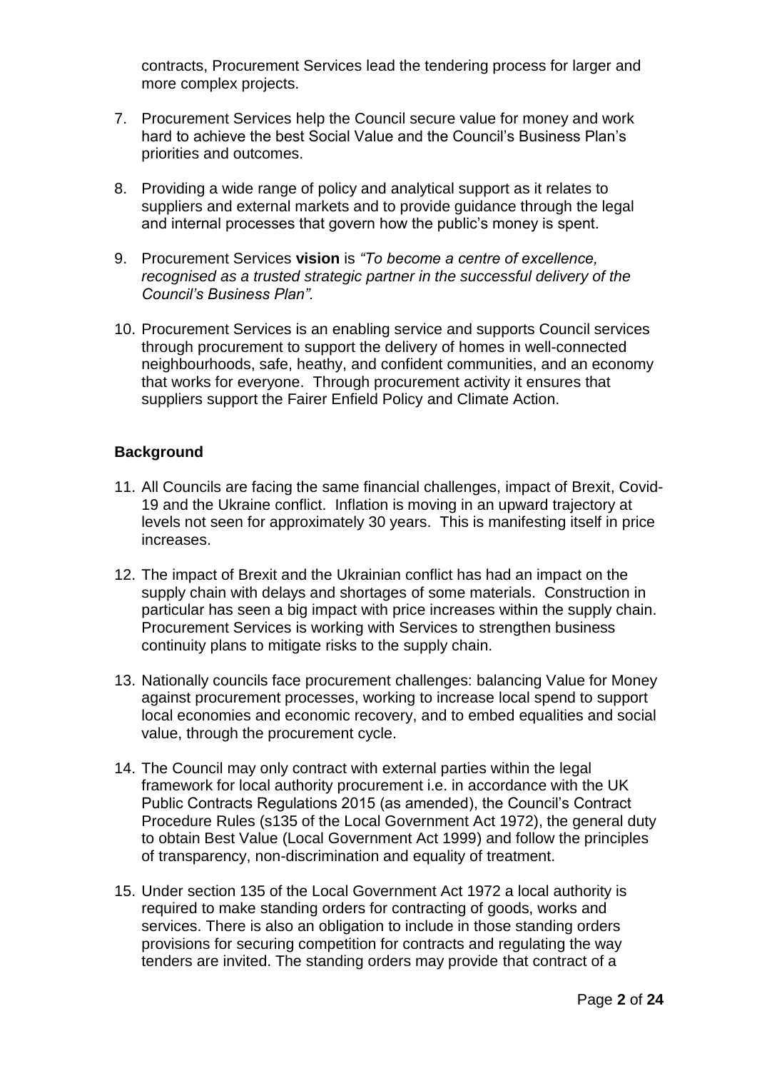contracts, Procurement Services lead the tendering process for larger and more complex projects.

7. Procurement Services help the Council secure value for money and work hard to achieve the best Social Value and the Council's Business Plan's priorities and outcomes.

8. Providing a wide range of policy and analytical support as it relates to suppliers and external markets and to provide guidance through the legal and internal processes that govern how the public's money is spent.

9. Procurement Services **vision** is *"To become a centre of excellence, recognised as a trusted strategic partner in the successful delivery of the Council's Business Plan".*

10. Procurement Services is an enabling service and supports Council services through procurement to support the delivery of homes in well-connected neighbourhoods, safe, heathy, and confident communities, and an economy that works for everyone. Through procurement activity it ensures that suppliers support the Fairer Enfield Policy and Climate Action.

## Background

11. All Councils are facing the same financial challenges, impact of Brexit, Covid-19 and the Ukraine conflict. Inflation is moving in an upward trajectory at levels not seen for approximately 30 years. This is manifesting itself in price increases.

12. The impact of Brexit and the Ukrainian conflict has had an impact on the supply chain with delays and shortages of some materials. Construction in particular has seen a big impact with price increases within the supply chain. Procurement Services is working with Services to strengthen business continuity plans to mitigate risks to the supply chain.

13. Nationally councils face procurement challenges: balancing Value for Money against procurement processes, working to increase local spend to support local economies and economic recovery, and to embed equalities and social value, through the procurement cycle.

14. The Council may only contract with external parties within the legal framework for local authority procurement i.e. in accordance with the UK Public Contracts Regulations 2015 (as amended), the Council's Contract Procedure Rules (s135 of the Local Government Act 1972), the general duty to obtain Best Value (Local Government Act 1999) and follow the principles of transparency, non-discrimination and equality of treatment.

15. Under section 135 of the Local Government Act 1972 a local authority is required to make standing orders for contracting of goods, works and services. There is also an obligation to include in those standing orders provisions for securing competition for contracts and regulating the way tenders are invited. The standing orders may provide that contract of a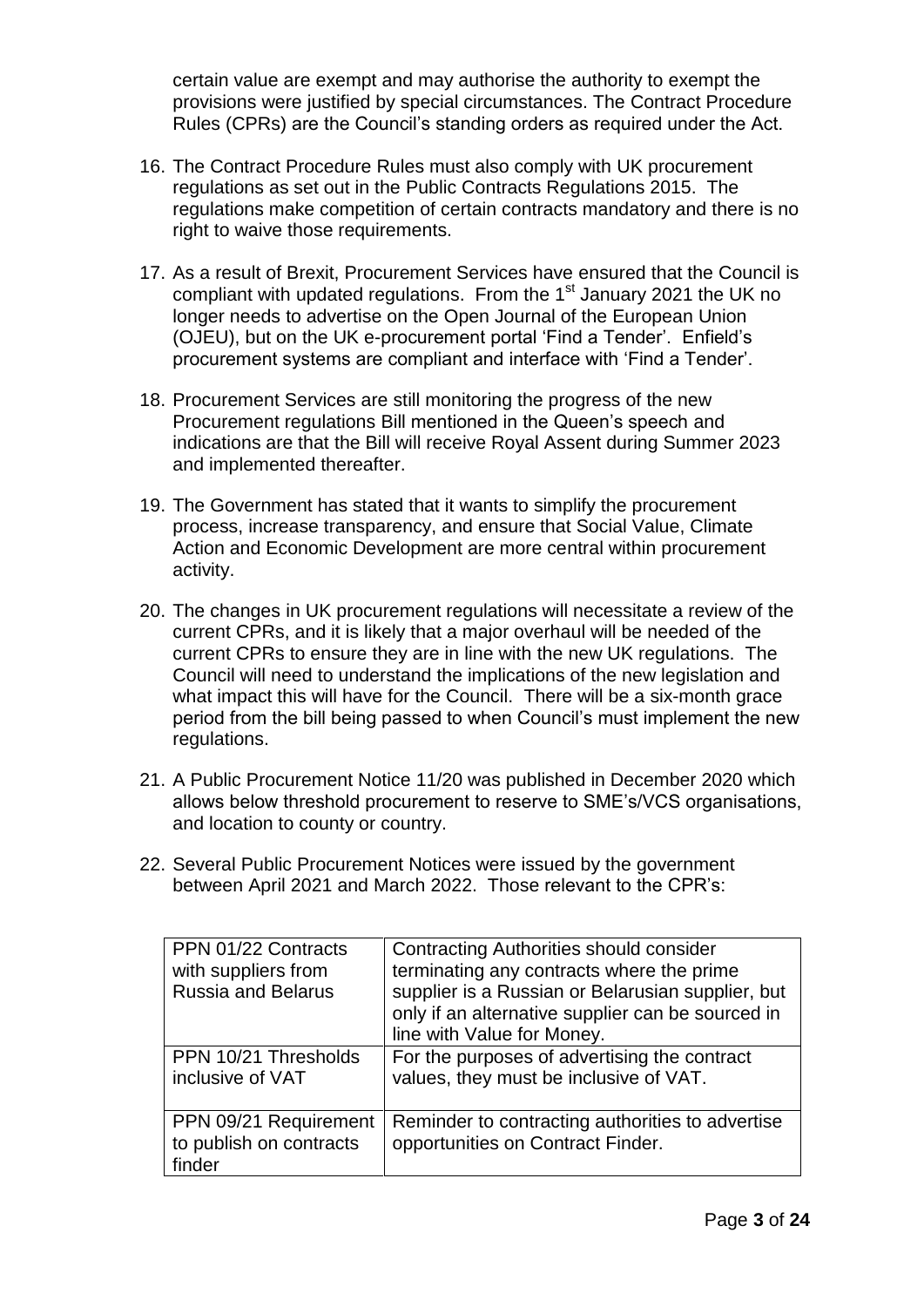certain value are exempt and may authorise the authority to exempt the provisions were justified by special circumstances. The Contract Procedure Rules (CPRs) are the Council's standing orders as required under the Act.

16. The Contract Procedure Rules must also comply with UK procurement regulations as set out in the Public Contracts Regulations 2015. The regulations make competition of certain contracts mandatory and there is no right to waive those requirements.

17. As a result of Brexit, Procurement Services have ensured that the Council is compliant with updated regulations. From the 1st January 2021 the UK no longer needs to advertise on the Open Journal of the European Union (OJEU), but on the UK e-procurement portal 'Find a Tender'. Enfield's procurement systems are compliant and interface with 'Find a Tender'.

18. Procurement Services are still monitoring the progress of the new Procurement regulations Bill mentioned in the Queen's speech and indications are that the Bill will receive Royal Assent during Summer 2023 and implemented thereafter.

19. The Government has stated that it wants to simplify the procurement process, increase transparency, and ensure that Social Value, Climate Action and Economic Development are more central within procurement activity.

20. The changes in UK procurement regulations will necessitate a review of the current CPRs, and it is likely that a major overhaul will be needed of the current CPRs to ensure they are in line with the new UK regulations. The Council will need to understand the implications of the new legislation and what impact this will have for the Council. There will be a six-month grace period from the bill being passed to when Council's must implement the new regulations.

21. A Public Procurement Notice 11/20 was published in December 2020 which allows below threshold procurement to reserve to SME's/VCS organisations, and location to county or country.

22. Several Public Procurement Notices were issued by the government between April 2021 and March 2022. Those relevant to the CPR's:

| | |
|---|---|
| PPN 01/22 Contracts with suppliers from Russia and Belarus | Contracting Authorities should consider terminating any contracts where the prime supplier is a Russian or Belarusian supplier, but only if an alternative supplier can be sourced in line with Value for Money. |
| PPN 10/21 Thresholds inclusive of VAT | For the purposes of advertising the contract values, they must be inclusive of VAT. |
| PPN 09/21 Requirement to publish on contracts finder | Reminder to contracting authorities to advertise opportunities on Contract Finder. |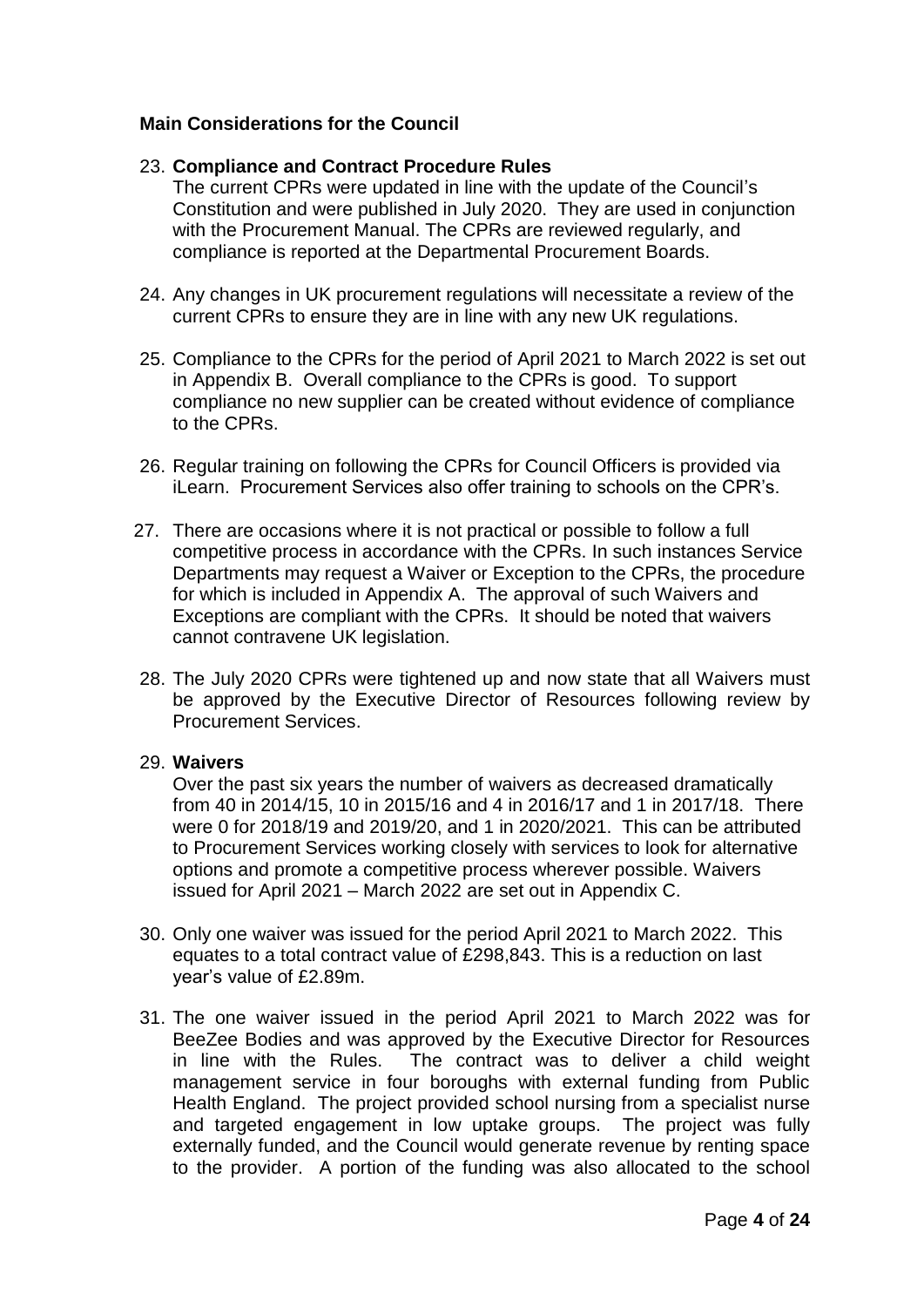## Main Considerations for the Council

23. **Compliance and Contract Procedure Rules**
The current CPRs were updated in line with the update of the Council's Constitution and were published in July 2020. They are used in conjunction with the Procurement Manual. The CPRs are reviewed regularly, and compliance is reported at the Departmental Procurement Boards.

24. Any changes in UK procurement regulations will necessitate a review of the current CPRs to ensure they are in line with any new UK regulations.

25. Compliance to the CPRs for the period of April 2021 to March 2022 is set out in Appendix B. Overall compliance to the CPRs is good. To support compliance no new supplier can be created without evidence of compliance to the CPRs.

26. Regular training on following the CPRs for Council Officers is provided via iLearn. Procurement Services also offer training to schools on the CPR's.

27. There are occasions where it is not practical or possible to follow a full competitive process in accordance with the CPRs. In such instances Service Departments may request a Waiver or Exception to the CPRs, the procedure for which is included in Appendix A. The approval of such Waivers and Exceptions are compliant with the CPRs. It should be noted that waivers cannot contravene UK legislation.

28. The July 2020 CPRs were tightened up and now state that all Waivers must be approved by the Executive Director of Resources following review by Procurement Services.

29. **Waivers**
Over the past six years the number of waivers as decreased dramatically from 40 in 2014/15, 10 in 2015/16 and 4 in 2016/17 and 1 in 2017/18. There were 0 for 2018/19 and 2019/20, and 1 in 2020/2021. This can be attributed to Procurement Services working closely with services to look for alternative options and promote a competitive process wherever possible. Waivers issued for April 2021 – March 2022 are set out in Appendix C.

30. Only one waiver was issued for the period April 2021 to March 2022. This equates to a total contract value of £298,843. This is a reduction on last year's value of £2.89m.

31. The one waiver issued in the period April 2021 to March 2022 was for BeeZee Bodies and was approved by the Executive Director for Resources in line with the Rules. The contract was to deliver a child weight management service in four boroughs with external funding from Public Health England. The project provided school nursing from a specialist nurse and targeted engagement in low uptake groups. The project was fully externally funded, and the Council would generate revenue by renting space to the provider. A portion of the funding was also allocated to the school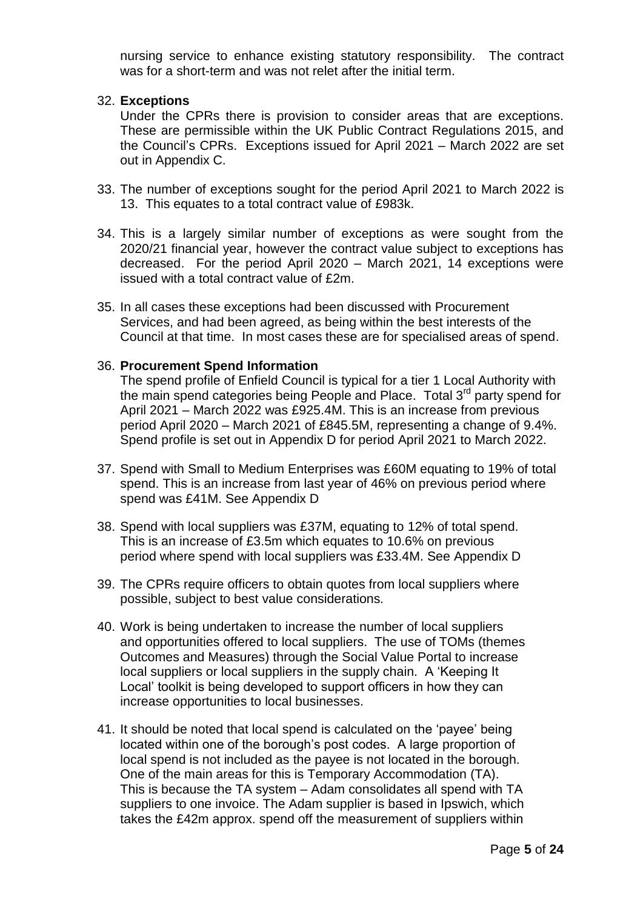nursing service to enhance existing statutory responsibility. The contract was for a short-term and was not relet after the initial term.

32. **Exceptions**
    Under the CPRs there is provision to consider areas that are exceptions. These are permissible within the UK Public Contract Regulations 2015, and the Council's CPRs. Exceptions issued for April 2021 – March 2022 are set out in Appendix C.

33. The number of exceptions sought for the period April 2021 to March 2022 is 13. This equates to a total contract value of £983k.

34. This is a largely similar number of exceptions as were sought from the 2020/21 financial year, however the contract value subject to exceptions has decreased. For the period April 2020 – March 2021, 14 exceptions were issued with a total contract value of £2m.

35. In all cases these exceptions had been discussed with Procurement Services, and had been agreed, as being within the best interests of the Council at that time. In most cases these are for specialised areas of spend.

36. **Procurement Spend Information**
    The spend profile of Enfield Council is typical for a tier 1 Local Authority with the main spend categories being People and Place. Total 3rd party spend for April 2021 – March 2022 was £925.4M. This is an increase from previous period April 2020 – March 2021 of £845.5M, representing a change of 9.4%. Spend profile is set out in Appendix D for period April 2021 to March 2022.

37. Spend with Small to Medium Enterprises was £60M equating to 19% of total spend. This is an increase from last year of 46% on previous period where spend was £41M. See Appendix D

38. Spend with local suppliers was £37M, equating to 12% of total spend. This is an increase of £3.5m which equates to 10.6% on previous period where spend with local suppliers was £33.4M. See Appendix D

39. The CPRs require officers to obtain quotes from local suppliers where possible, subject to best value considerations.

40. Work is being undertaken to increase the number of local suppliers and opportunities offered to local suppliers. The use of TOMs (themes Outcomes and Measures) through the Social Value Portal to increase local suppliers or local suppliers in the supply chain. A 'Keeping It Local' toolkit is being developed to support officers in how they can increase opportunities to local businesses.

41. It should be noted that local spend is calculated on the 'payee' being located within one of the borough's post codes. A large proportion of local spend is not included as the payee is not located in the borough. One of the main areas for this is Temporary Accommodation (TA). This is because the TA system – Adam consolidates all spend with TA suppliers to one invoice. The Adam supplier is based in Ipswich, which takes the £42m approx. spend off the measurement of suppliers within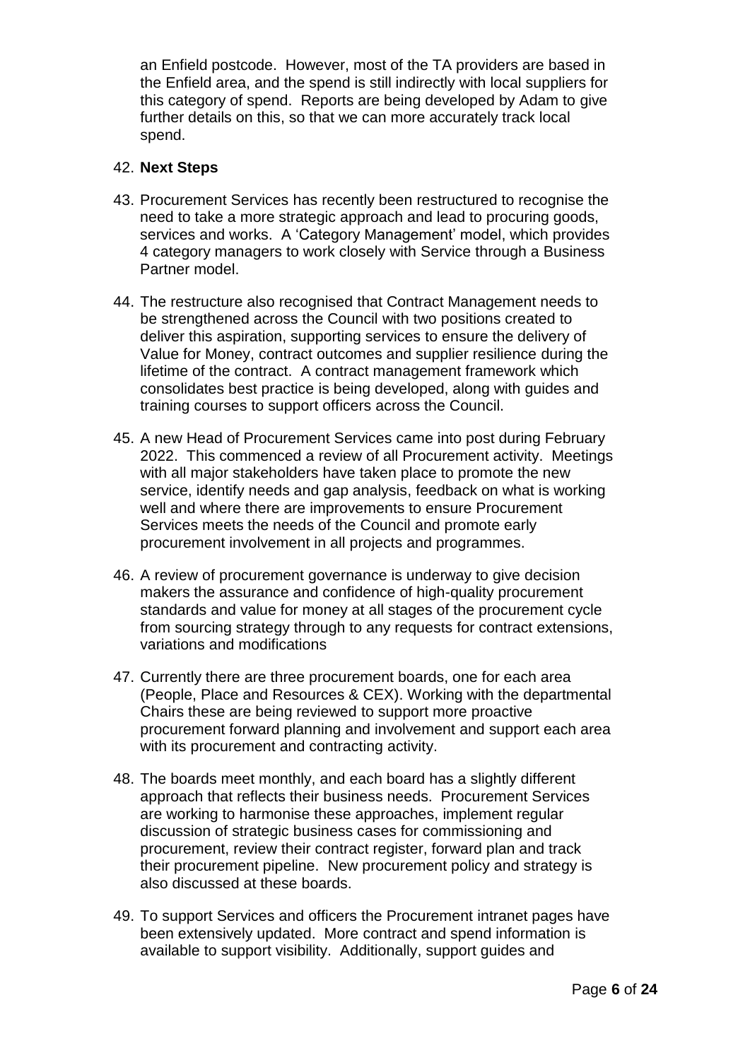an Enfield postcode. However, most of the TA providers are based in the Enfield area, and the spend is still indirectly with local suppliers for this category of spend. Reports are being developed by Adam to give further details on this, so that we can more accurately track local spend.

42. **Next Steps**

43. Procurement Services has recently been restructured to recognise the need to take a more strategic approach and lead to procuring goods, services and works. A 'Category Management' model, which provides 4 category managers to work closely with Service through a Business Partner model.

44. The restructure also recognised that Contract Management needs to be strengthened across the Council with two positions created to deliver this aspiration, supporting services to ensure the delivery of Value for Money, contract outcomes and supplier resilience during the lifetime of the contract. A contract management framework which consolidates best practice is being developed, along with guides and training courses to support officers across the Council.

45. A new Head of Procurement Services came into post during February 2022. This commenced a review of all Procurement activity. Meetings with all major stakeholders have taken place to promote the new service, identify needs and gap analysis, feedback on what is working well and where there are improvements to ensure Procurement Services meets the needs of the Council and promote early procurement involvement in all projects and programmes.

46. A review of procurement governance is underway to give decision makers the assurance and confidence of high-quality procurement standards and value for money at all stages of the procurement cycle from sourcing strategy through to any requests for contract extensions, variations and modifications

47. Currently there are three procurement boards, one for each area (People, Place and Resources & CEX). Working with the departmental Chairs these are being reviewed to support more proactive procurement forward planning and involvement and support each area with its procurement and contracting activity.

48. The boards meet monthly, and each board has a slightly different approach that reflects their business needs. Procurement Services are working to harmonise these approaches, implement regular discussion of strategic business cases for commissioning and procurement, review their contract register, forward plan and track their procurement pipeline. New procurement policy and strategy is also discussed at these boards.

49. To support Services and officers the Procurement intranet pages have been extensively updated. More contract and spend information is available to support visibility. Additionally, support guides and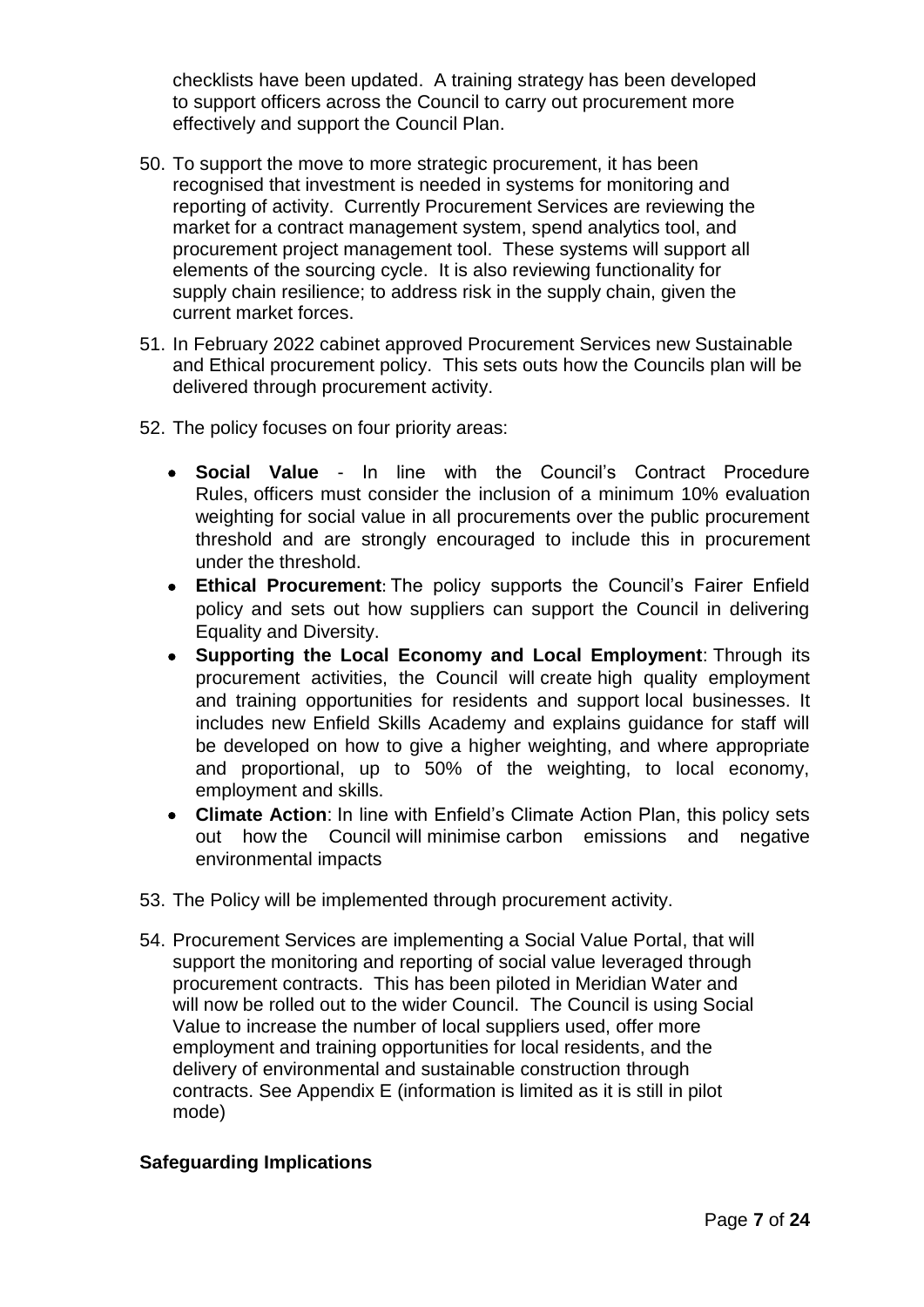checklists have been updated. A training strategy has been developed to support officers across the Council to carry out procurement more effectively and support the Council Plan.

50. To support the move to more strategic procurement, it has been recognised that investment is needed in systems for monitoring and reporting of activity. Currently Procurement Services are reviewing the market for a contract management system, spend analytics tool, and procurement project management tool. These systems will support all elements of the sourcing cycle. It is also reviewing functionality for supply chain resilience; to address risk in the supply chain, given the current market forces.

51. In February 2022 cabinet approved Procurement Services new Sustainable and Ethical procurement policy. This sets outs how the Councils plan will be delivered through procurement activity.

52. The policy focuses on four priority areas:

    - **Social Value** - In line with the Council's Contract Procedure Rules, officers must consider the inclusion of a minimum 10% evaluation weighting for social value in all procurements over the public procurement threshold and are strongly encouraged to include this in procurement under the threshold.
    - **Ethical Procurement**: The policy supports the Council's Fairer Enfield policy and sets out how suppliers can support the Council in delivering Equality and Diversity.
    - **Supporting the Local Economy and Local Employment**: Through its procurement activities, the Council will create high quality employment and training opportunities for residents and support local businesses. It includes new Enfield Skills Academy and explains guidance for staff will be developed on how to give a higher weighting, and where appropriate and proportional, up to 50% of the weighting, to local economy, employment and skills.
    - **Climate Action**: In line with Enfield's Climate Action Plan, this policy sets out how the Council will minimise carbon emissions and negative environmental impacts

53. The Policy will be implemented through procurement activity.

54. Procurement Services are implementing a Social Value Portal, that will support the monitoring and reporting of social value leveraged through procurement contracts. This has been piloted in Meridian Water and will now be rolled out to the wider Council. The Council is using Social Value to increase the number of local suppliers used, offer more employment and training opportunities for local residents, and the delivery of environmental and sustainable construction through contracts. See Appendix E (information is limited as it is still in pilot mode)

**Safeguarding Implications**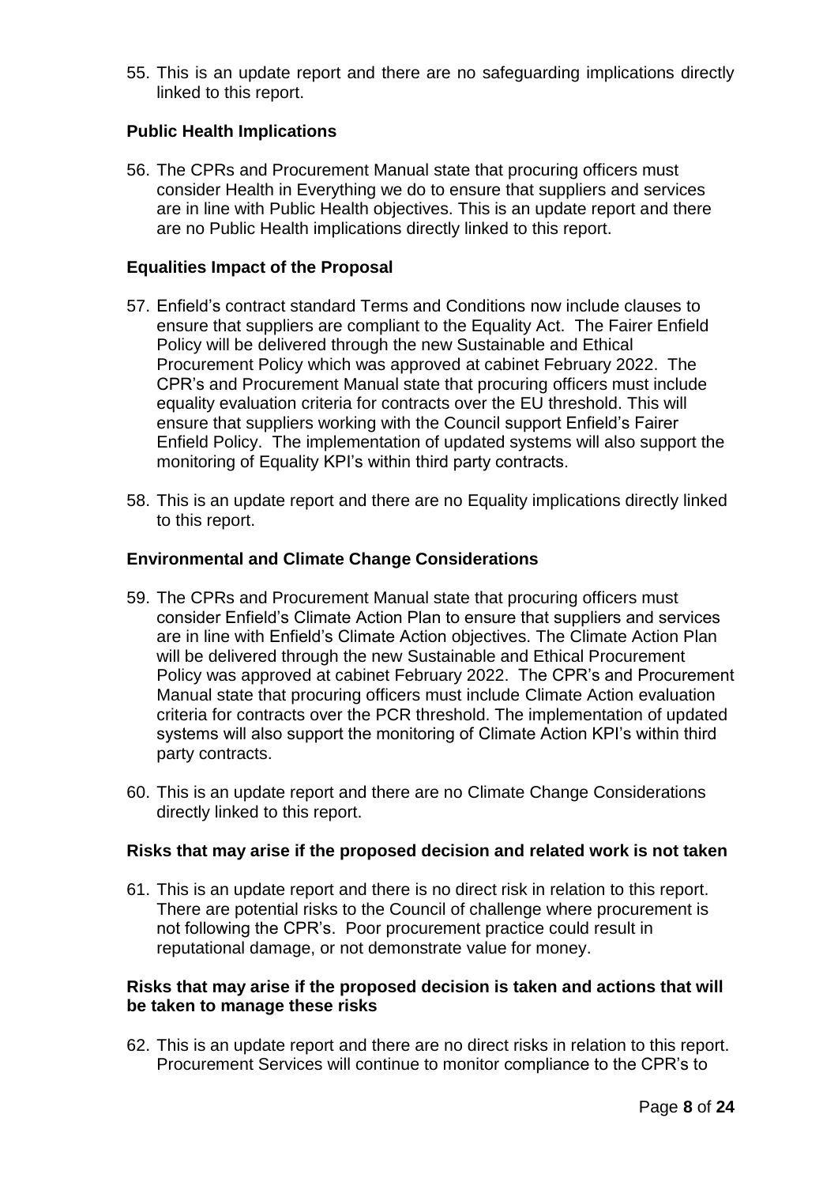55. This is an update report and there are no safeguarding implications directly linked to this report.

**Public Health Implications**

56. The CPRs and Procurement Manual state that procuring officers must consider Health in Everything we do to ensure that suppliers and services are in line with Public Health objectives. This is an update report and there are no Public Health implications directly linked to this report.

**Equalities Impact of the Proposal**

57. Enfield's contract standard Terms and Conditions now include clauses to ensure that suppliers are compliant to the Equality Act. The Fairer Enfield Policy will be delivered through the new Sustainable and Ethical Procurement Policy which was approved at cabinet February 2022. The CPR's and Procurement Manual state that procuring officers must include equality evaluation criteria for contracts over the EU threshold. This will ensure that suppliers working with the Council support Enfield's Fairer Enfield Policy. The implementation of updated systems will also support the monitoring of Equality KPI's within third party contracts.

58. This is an update report and there are no Equality implications directly linked to this report.

**Environmental and Climate Change Considerations**

59. The CPRs and Procurement Manual state that procuring officers must consider Enfield's Climate Action Plan to ensure that suppliers and services are in line with Enfield's Climate Action objectives. The Climate Action Plan will be delivered through the new Sustainable and Ethical Procurement Policy was approved at cabinet February 2022. The CPR's and Procurement Manual state that procuring officers must include Climate Action evaluation criteria for contracts over the PCR threshold. The implementation of updated systems will also support the monitoring of Climate Action KPI's within third party contracts.

60. This is an update report and there are no Climate Change Considerations directly linked to this report.

**Risks that may arise if the proposed decision and related work is not taken**

61. This is an update report and there is no direct risk in relation to this report. There are potential risks to the Council of challenge where procurement is not following the CPR's. Poor procurement practice could result in reputational damage, or not demonstrate value for money.

**Risks that may arise if the proposed decision is taken and actions that will be taken to manage these risks**

62. This is an update report and there are no direct risks in relation to this report. Procurement Services will continue to monitor compliance to the CPR's to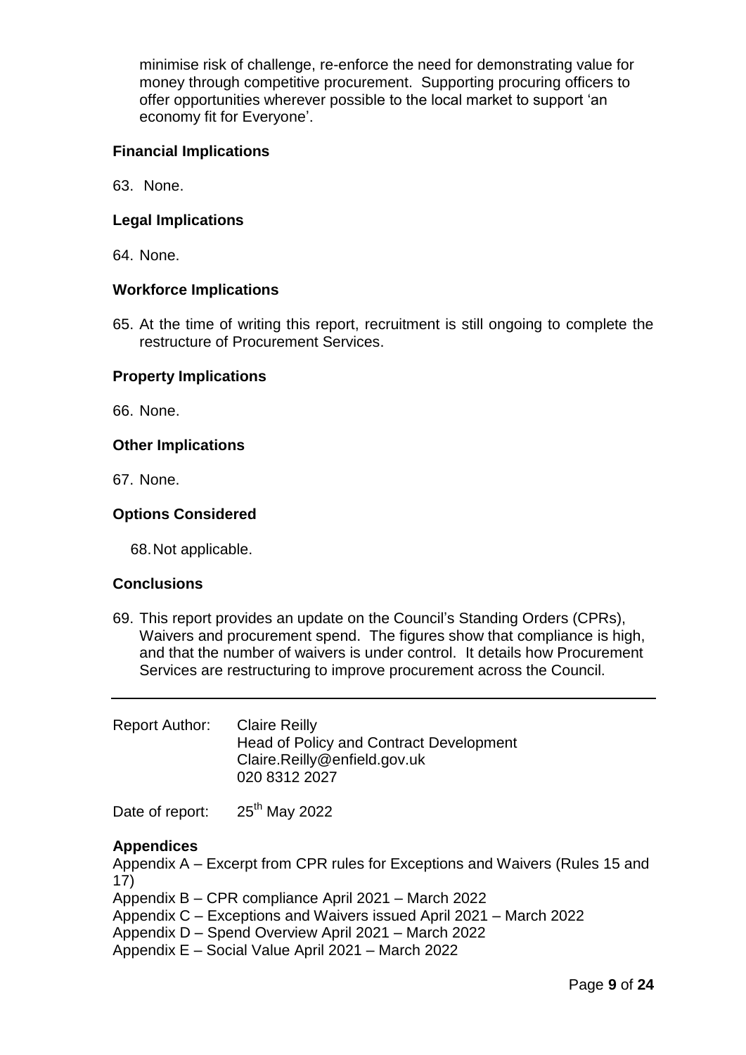minimise risk of challenge, re-enforce the need for demonstrating value for money through competitive procurement. Supporting procuring officers to offer opportunities wherever possible to the local market to support 'an economy fit for Everyone'.

**Financial Implications**

63. None.

**Legal Implications**

64. None.

**Workforce Implications**

65. At the time of writing this report, recruitment is still ongoing to complete the restructure of Procurement Services.

**Property Implications**

66. None.

**Other Implications**

67. None.

**Options Considered**

68. Not applicable.

**Conclusions**

69. This report provides an update on the Council's Standing Orders (CPRs), Waivers and procurement spend. The figures show that compliance is high, and that the number of waivers is under control. It details how Procurement Services are restructuring to improve procurement across the Council.

---

Report Author: Claire Reilly
Head of Policy and Contract Development
Claire.Reilly@enfield.gov.uk
020 8312 2027

Date of report: 25th May 2022

**Appendices**

Appendix A – Excerpt from CPR rules for Exceptions and Waivers (Rules 15 and 17)
Appendix B – CPR compliance April 2021 – March 2022
Appendix C – Exceptions and Waivers issued April 2021 – March 2022
Appendix D – Spend Overview April 2021 – March 2022
Appendix E – Social Value April 2021 – March 2022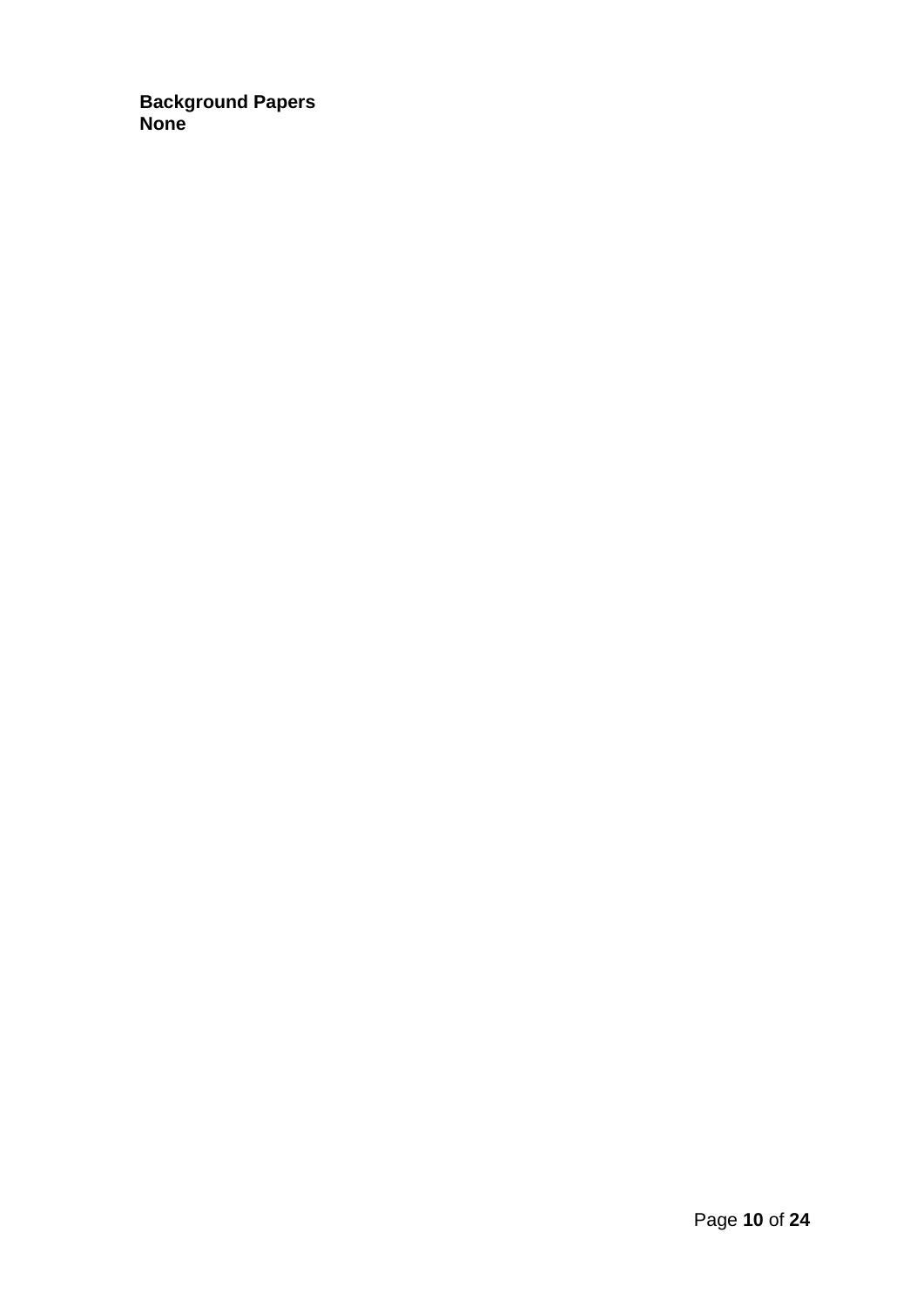**Background Papers**
**None**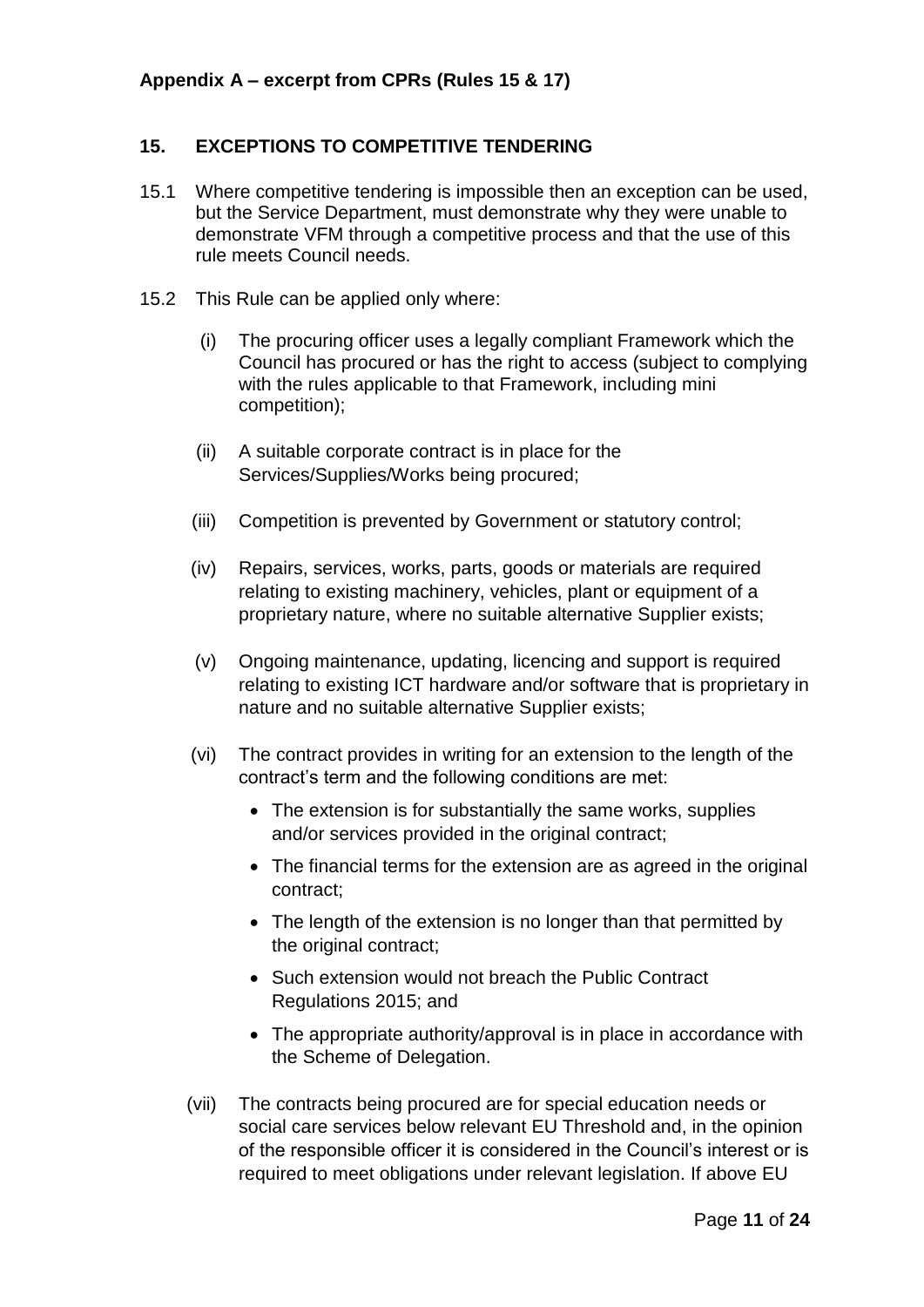**Appendix A – excerpt from CPRs (Rules 15 & 17)**

## 15. EXCEPTIONS TO COMPETITIVE TENDERING

15.1 Where competitive tendering is impossible then an exception can be used, but the Service Department, must demonstrate why they were unable to demonstrate VFM through a competitive process and that the use of this rule meets Council needs.

15.2 This Rule can be applied only where:

(i) The procuring officer uses a legally compliant Framework which the Council has procured or has the right to access (subject to complying with the rules applicable to that Framework, including mini competition);

(ii) A suitable corporate contract is in place for the Services/Supplies/Works being procured;

(iii) Competition is prevented by Government or statutory control;

(iv) Repairs, services, works, parts, goods or materials are required relating to existing machinery, vehicles, plant or equipment of a proprietary nature, where no suitable alternative Supplier exists;

(v) Ongoing maintenance, updating, licencing and support is required relating to existing ICT hardware and/or software that is proprietary in nature and no suitable alternative Supplier exists;

(vi) The contract provides in writing for an extension to the length of the contract's term and the following conditions are met:

- The extension is for substantially the same works, supplies and/or services provided in the original contract;
- The financial terms for the extension are as agreed in the original contract;
- The length of the extension is no longer than that permitted by the original contract;
- Such extension would not breach the Public Contract Regulations 2015; and
- The appropriate authority/approval is in place in accordance with the Scheme of Delegation.

(vii) The contracts being procured are for special education needs or social care services below relevant EU Threshold and, in the opinion of the responsible officer it is considered in the Council's interest or is required to meet obligations under relevant legislation. If above EU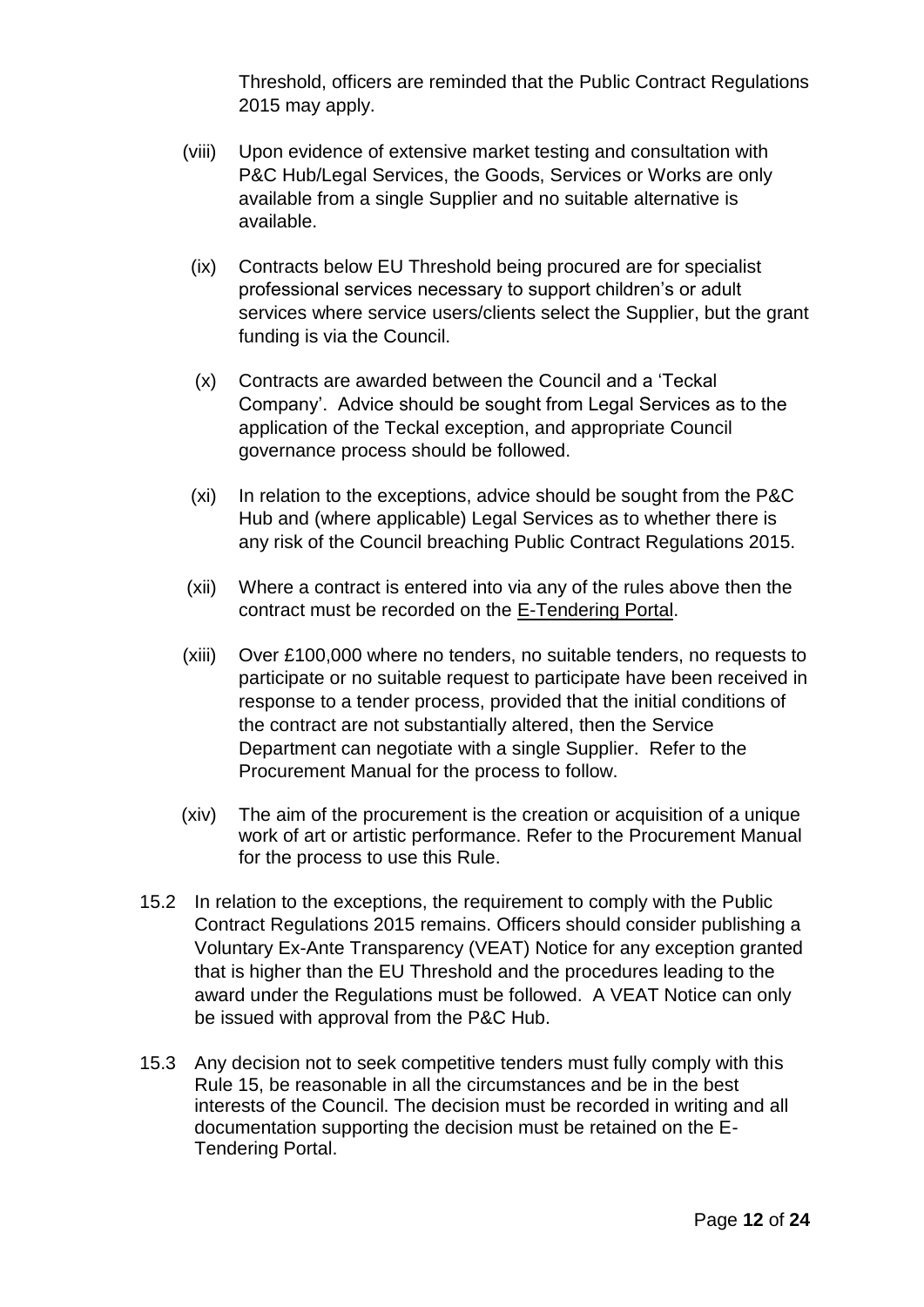Threshold, officers are reminded that the Public Contract Regulations 2015 may apply.

(viii) Upon evidence of extensive market testing and consultation with P&C Hub/Legal Services, the Goods, Services or Works are only available from a single Supplier and no suitable alternative is available.

(ix) Contracts below EU Threshold being procured are for specialist professional services necessary to support children's or adult services where service users/clients select the Supplier, but the grant funding is via the Council.

(x) Contracts are awarded between the Council and a 'Teckal Company'. Advice should be sought from Legal Services as to the application of the Teckal exception, and appropriate Council governance process should be followed.

(xi) In relation to the exceptions, advice should be sought from the P&C Hub and (where applicable) Legal Services as to whether there is any risk of the Council breaching Public Contract Regulations 2015.

(xii) Where a contract is entered into via any of the rules above then the contract must be recorded on the E-Tendering Portal.

(xiii) Over £100,000 where no tenders, no suitable tenders, no requests to participate or no suitable request to participate have been received in response to a tender process, provided that the initial conditions of the contract are not substantially altered, then the Service Department can negotiate with a single Supplier. Refer to the Procurement Manual for the process to follow.

(xiv) The aim of the procurement is the creation or acquisition of a unique work of art or artistic performance. Refer to the Procurement Manual for the process to use this Rule.

15.2 In relation to the exceptions, the requirement to comply with the Public Contract Regulations 2015 remains. Officers should consider publishing a Voluntary Ex-Ante Transparency (VEAT) Notice for any exception granted that is higher than the EU Threshold and the procedures leading to the award under the Regulations must be followed. A VEAT Notice can only be issued with approval from the P&C Hub.

15.3 Any decision not to seek competitive tenders must fully comply with this Rule 15, be reasonable in all the circumstances and be in the best interests of the Council. The decision must be recorded in writing and all documentation supporting the decision must be retained on the E-Tendering Portal.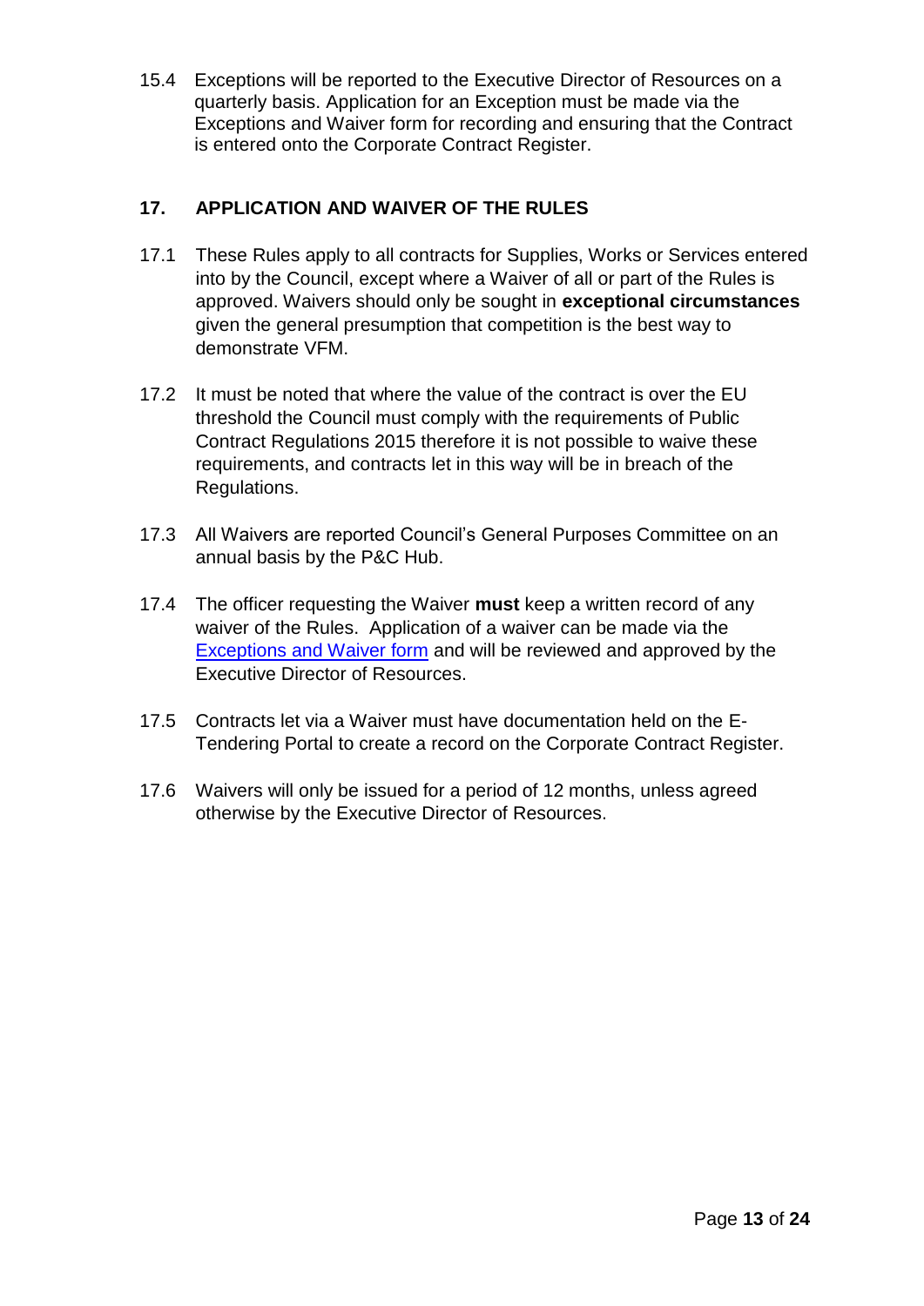15.4 Exceptions will be reported to the Executive Director of Resources on a quarterly basis. Application for an Exception must be made via the Exceptions and Waiver form for recording and ensuring that the Contract is entered onto the Corporate Contract Register.

## 17. APPLICATION AND WAIVER OF THE RULES

17.1 These Rules apply to all contracts for Supplies, Works or Services entered into by the Council, except where a Waiver of all or part of the Rules is approved. Waivers should only be sought in **exceptional circumstances** given the general presumption that competition is the best way to demonstrate VFM.

17.2 It must be noted that where the value of the contract is over the EU threshold the Council must comply with the requirements of Public Contract Regulations 2015 therefore it is not possible to waive these requirements, and contracts let in this way will be in breach of the Regulations.

17.3 All Waivers are reported Council's General Purposes Committee on an annual basis by the P&C Hub.

17.4 The officer requesting the Waiver **must** keep a written record of any waiver of the Rules. Application of a waiver can be made via the Exceptions and Waiver form and will be reviewed and approved by the Executive Director of Resources.

17.5 Contracts let via a Waiver must have documentation held on the E-Tendering Portal to create a record on the Corporate Contract Register.

17.6 Waivers will only be issued for a period of 12 months, unless agreed otherwise by the Executive Director of Resources.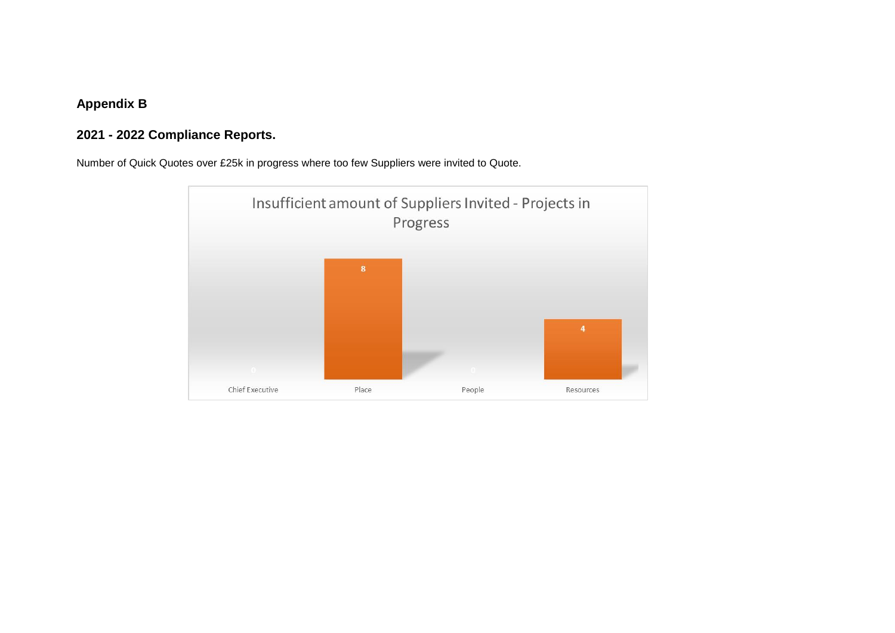**Appendix B**

**2021 - 2022 Compliance Reports.**

Number of Quick Quotes over £25k in progress where too few Suppliers were invited to Quote.

Insufficient amount of Suppliers Invited - Projects in Progress

| Chief Executive | Place | People | Resources |
|---|---|---|---|
| 0 | 8 | 0 | 4 |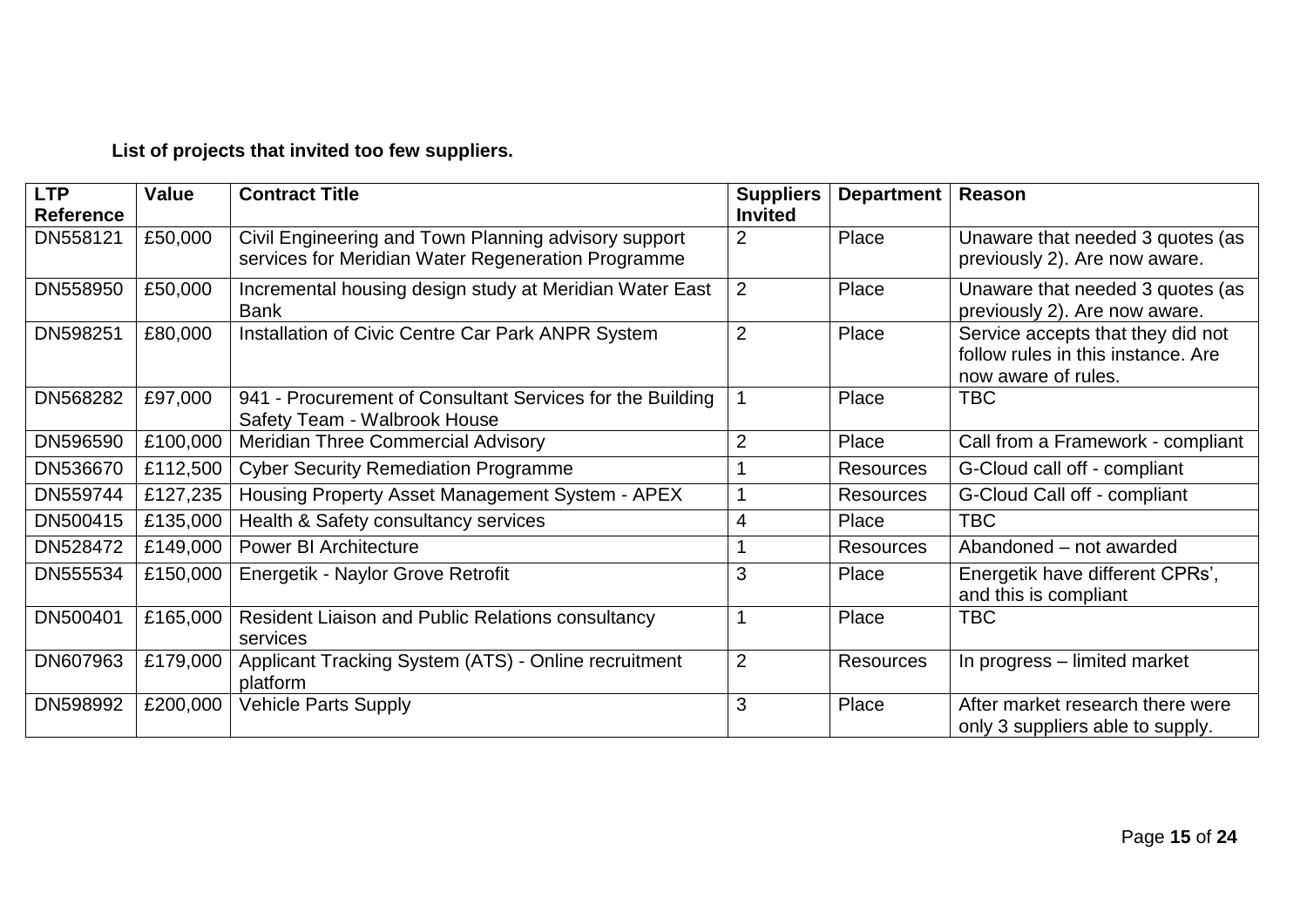**List of projects that invited too few suppliers.**

| LTP Reference | Value | Contract Title | Suppliers Invited | Department | Reason |
|---|---|---|---|---|---|
| DN558121 | £50,000 | Civil Engineering and Town Planning advisory support services for Meridian Water Regeneration Programme | 2 | Place | Unaware that needed 3 quotes (as previously 2). Are now aware. |
| DN558950 | £50,000 | Incremental housing design study at Meridian Water East Bank | 2 | Place | Unaware that needed 3 quotes (as previously 2). Are now aware. |
| DN598251 | £80,000 | Installation of Civic Centre Car Park ANPR System | 2 | Place | Service accepts that they did not follow rules in this instance. Are now aware of rules. |
| DN568282 | £97,000 | 941 - Procurement of Consultant Services for the Building Safety Team - Walbrook House | 1 | Place | TBC |
| DN596590 | £100,000 | Meridian Three Commercial Advisory | 2 | Place | Call from a Framework - compliant |
| DN536670 | £112,500 | Cyber Security Remediation Programme | 1 | Resources | G-Cloud call off - compliant |
| DN559744 | £127,235 | Housing Property Asset Management System - APEX | 1 | Resources | G-Cloud Call off - compliant |
| DN500415 | £135,000 | Health & Safety consultancy services | 4 | Place | TBC |
| DN528472 | £149,000 | Power BI Architecture | 1 | Resources | Abandoned – not awarded |
| DN555534 | £150,000 | Energetik - Naylor Grove Retrofit | 3 | Place | Energetik have different CPRs', and this is compliant |
| DN500401 | £165,000 | Resident Liaison and Public Relations consultancy services | 1 | Place | TBC |
| DN607963 | £179,000 | Applicant Tracking System (ATS) - Online recruitment platform | 2 | Resources | In progress – limited market |
| DN598992 | £200,000 | Vehicle Parts Supply | 3 | Place | After market research there were only 3 suppliers able to supply. |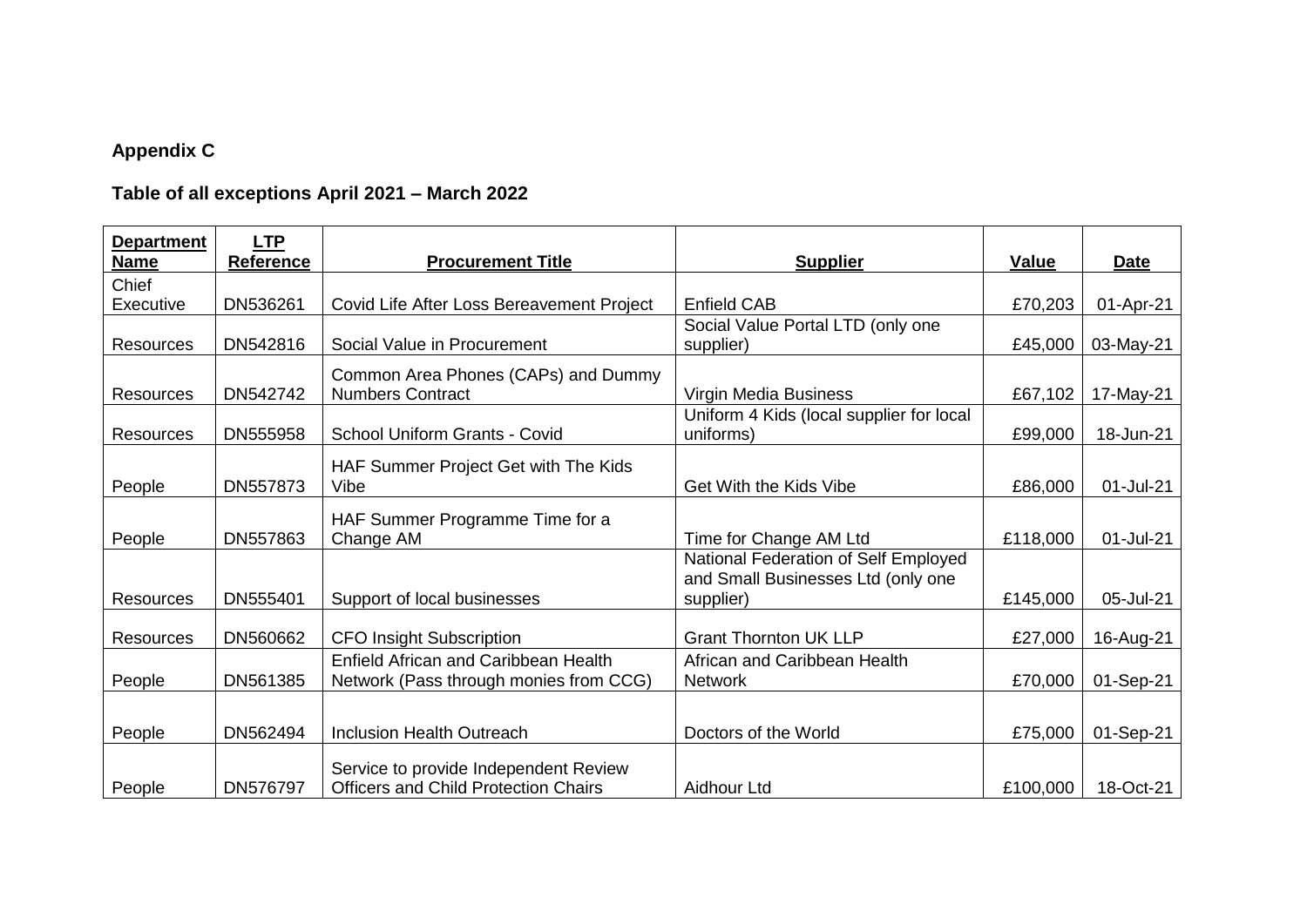**Appendix C**

**Table of all exceptions April 2021 – March 2022**

| Department Name | LTP Reference | Procurement Title | Supplier | Value | Date |
|---|---|---|---|---|---|
| Chief Executive | DN536261 | Covid Life After Loss Bereavement Project | Enfield CAB | £70,203 | 01-Apr-21 |
| Resources | DN542816 | Social Value in Procurement | Social Value Portal LTD (only one supplier) | £45,000 | 03-May-21 |
| Resources | DN542742 | Common Area Phones (CAPs) and Dummy Numbers Contract | Virgin Media Business | £67,102 | 17-May-21 |
| Resources | DN555958 | School Uniform Grants - Covid | Uniform 4 Kids (local supplier for local uniforms) | £99,000 | 18-Jun-21 |
| People | DN557873 | HAF Summer Project Get with The Kids Vibe | Get With the Kids Vibe | £86,000 | 01-Jul-21 |
| People | DN557863 | HAF Summer Programme Time for a Change AM | Time for Change AM Ltd | £118,000 | 01-Jul-21 |
| Resources | DN555401 | Support of local businesses | National Federation of Self Employed and Small Businesses Ltd (only one supplier) | £145,000 | 05-Jul-21 |
| Resources | DN560662 | CFO Insight Subscription | Grant Thornton UK LLP | £27,000 | 16-Aug-21 |
| People | DN561385 | Enfield African and Caribbean Health Network (Pass through monies from CCG) | African and Caribbean Health Network | £70,000 | 01-Sep-21 |
| People | DN562494 | Inclusion Health Outreach | Doctors of the World | £75,000 | 01-Sep-21 |
| People | DN576797 | Service to provide Independent Review Officers and Child Protection Chairs | Aidhour Ltd | £100,000 | 18-Oct-21 |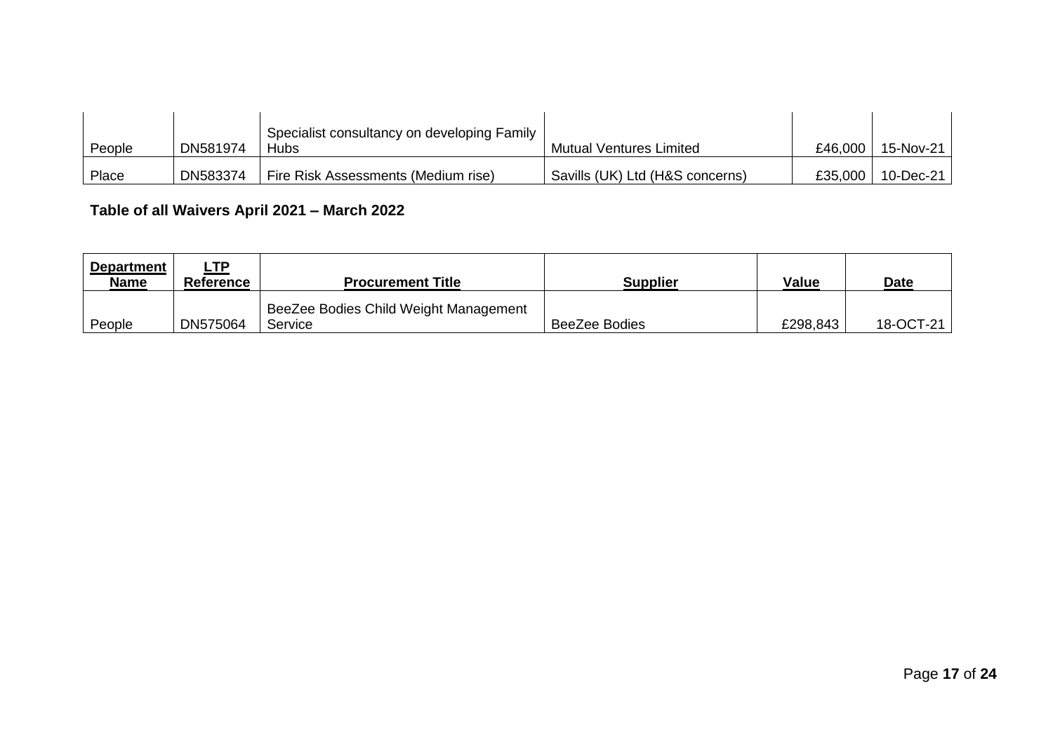| | | | | | |
|---|---|---|---|---|---|
| People | DN581974 | Specialist consultancy on developing Family Hubs | Mutual Ventures Limited | £46,000 | 15-Nov-21 |
| Place | DN583374 | Fire Risk Assessments (Medium rise) | Savills (UK) Ltd (H&S concerns) | £35,000 | 10-Dec-21 |

**Table of all Waivers April 2021 – March 2022**

| Department Name | LTP Reference | Procurement Title | Supplier | Value | Date |
|---|---|---|---|---|---|
| People | DN575064 | BeeZee Bodies Child Weight Management Service | BeeZee Bodies | £298,843 | 18-OCT-21 |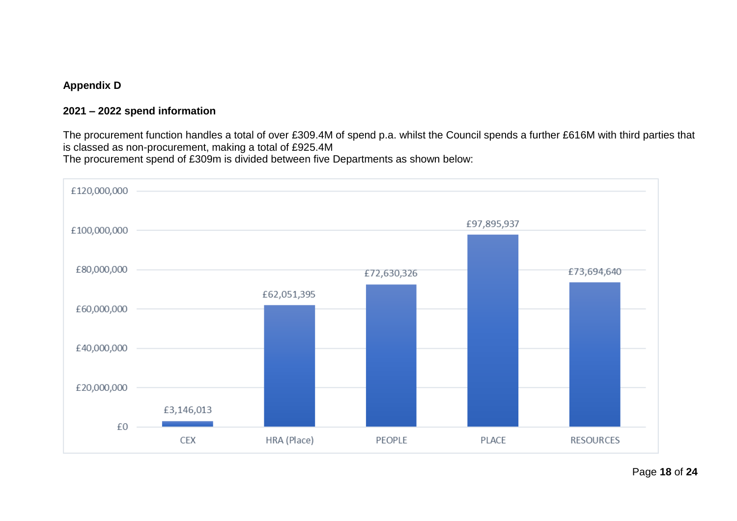**Appendix D**

**2021 – 2022 spend information**

The procurement function handles a total of over £309.4M of spend p.a. whilst the Council spends a further £616M with third parties that is classed as non-procurement, making a total of £925.4M
The procurement spend of £309m is divided between five Departments as shown below:

| Department | Spend |
| --- | --- |
| CEX | £3,146,013 |
| HRA (Place) | £62,051,395 |
| PEOPLE | £72,630,326 |
| PLACE | £97,895,937 |
| RESOURCES | £73,694,640 |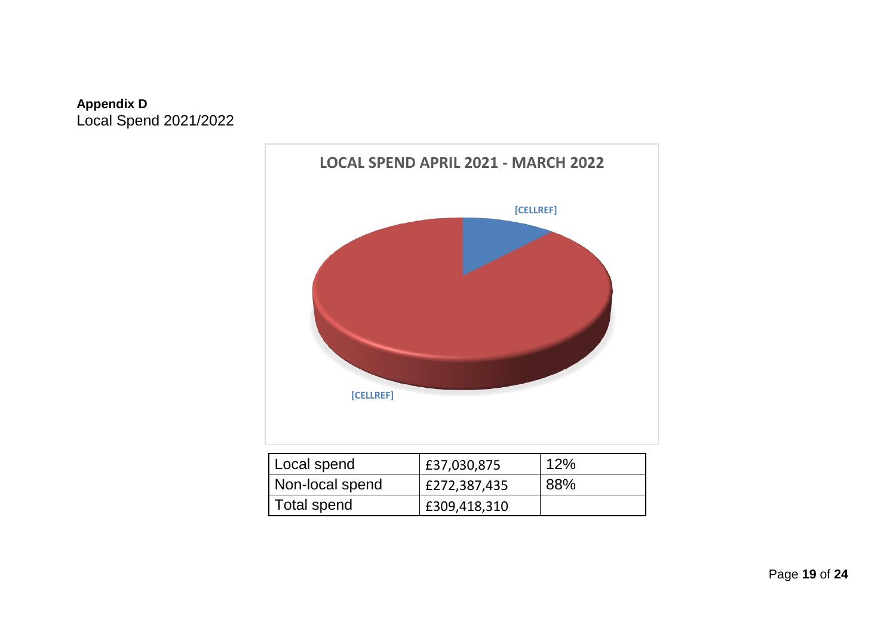**Appendix D**

Local Spend 2021/2022

LOCAL SPEND APRIL 2021 - MARCH 2022

[CELLREF]

[CELLREF]

| Local spend | £37,030,875 | 12% |
|---|---|---|
| Non-local spend | £272,387,435 | 88% |
| Total spend | £309,418,310 | |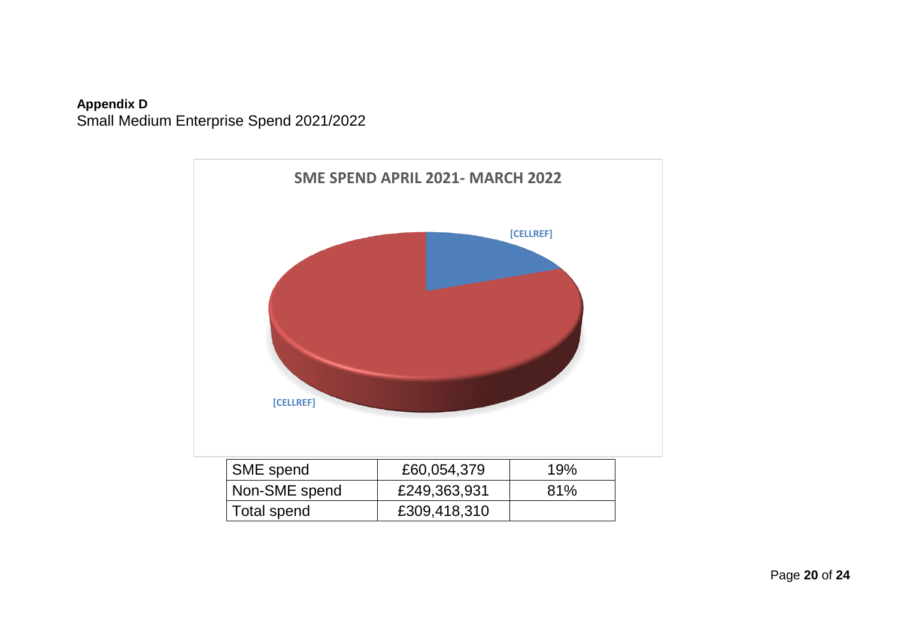**Appendix D**

Small Medium Enterprise Spend 2021/2022

SME SPEND APRIL 2021- MARCH 2022

[CELLREF]

[CELLREF]

| SME spend | £60,054,379 | 19% |
|---|---|---|
| Non-SME spend | £249,363,931 | 81% |
| Total spend | £309,418,310 | |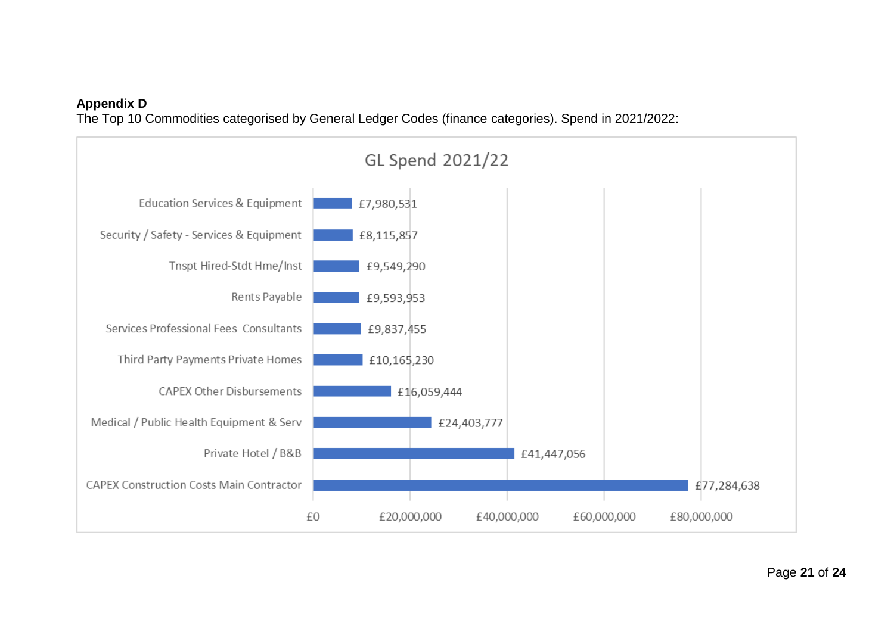**Appendix D**

The Top 10 Commodities categorised by General Ledger Codes (finance categories). Spend in 2021/2022:

GL Spend 2021/22

| Commodity | Spend |
|---|---|
| Education Services & Equipment | £7,980,531 |
| Security / Safety - Services & Equipment | £8,115,857 |
| Tnspt Hired-Stdt Hme/Inst | £9,549,290 |
| Rents Payable | £9,593,953 |
| Services Professional Fees Consultants | £9,837,455 |
| Third Party Payments Private Homes | £10,165,230 |
| CAPEX Other Disbursements | £16,059,444 |
| Medical / Public Health Equipment & Serv | £24,403,777 |
| Private Hotel / B&B | £41,447,056 |
| CAPEX Construction Costs Main Contractor | £77,284,638 |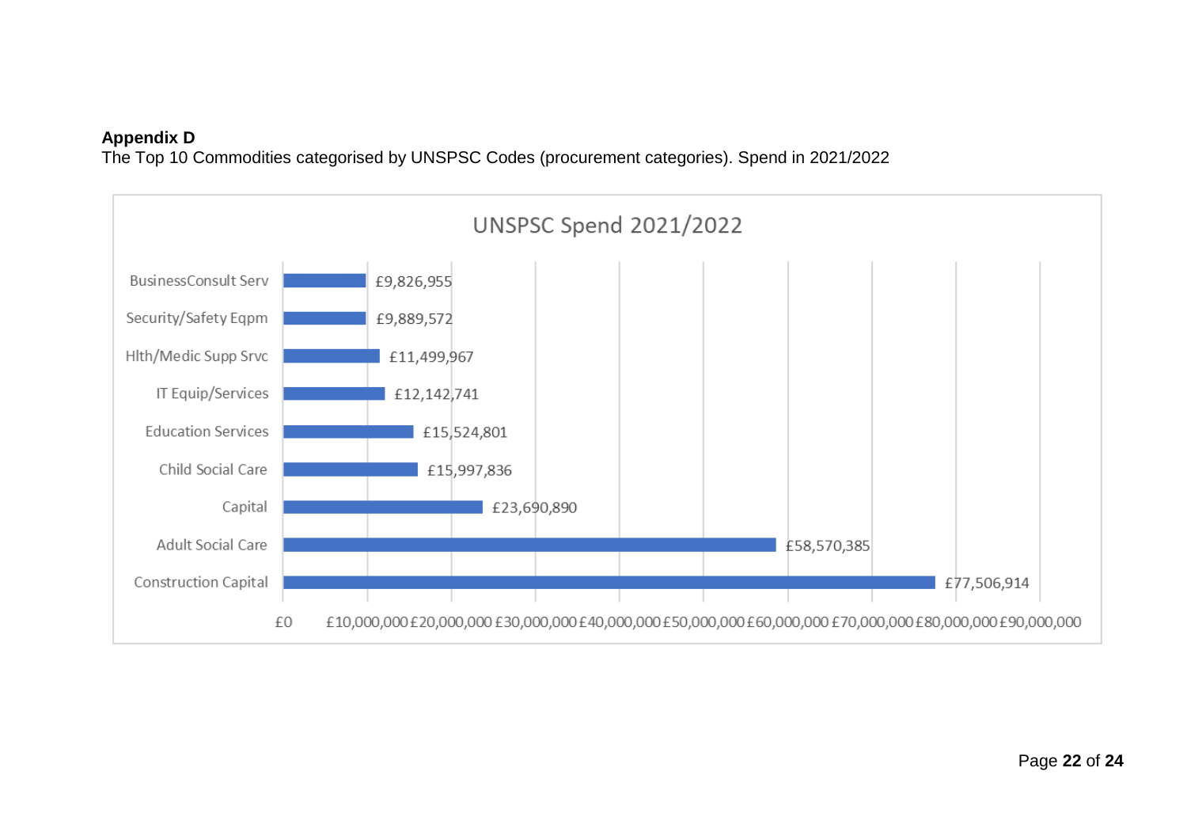**Appendix D**

The Top 10 Commodities categorised by UNSPSC Codes (procurement categories). Spend in 2021/2022

UNSPSC Spend 2021/2022

| Category | Spend |
| --- | --- |
| BusinessConsult Serv | £9,826,955 |
| Security/Safety Eqpm | £9,889,572 |
| Hlth/Medic Supp Srvc | £11,499,967 |
| IT Equip/Services | £12,142,741 |
| Education Services | £15,524,801 |
| Child Social Care | £15,997,836 |
| Capital | £23,690,890 |
| Adult Social Care | £58,570,385 |
| Construction Capital | £77,506,914 |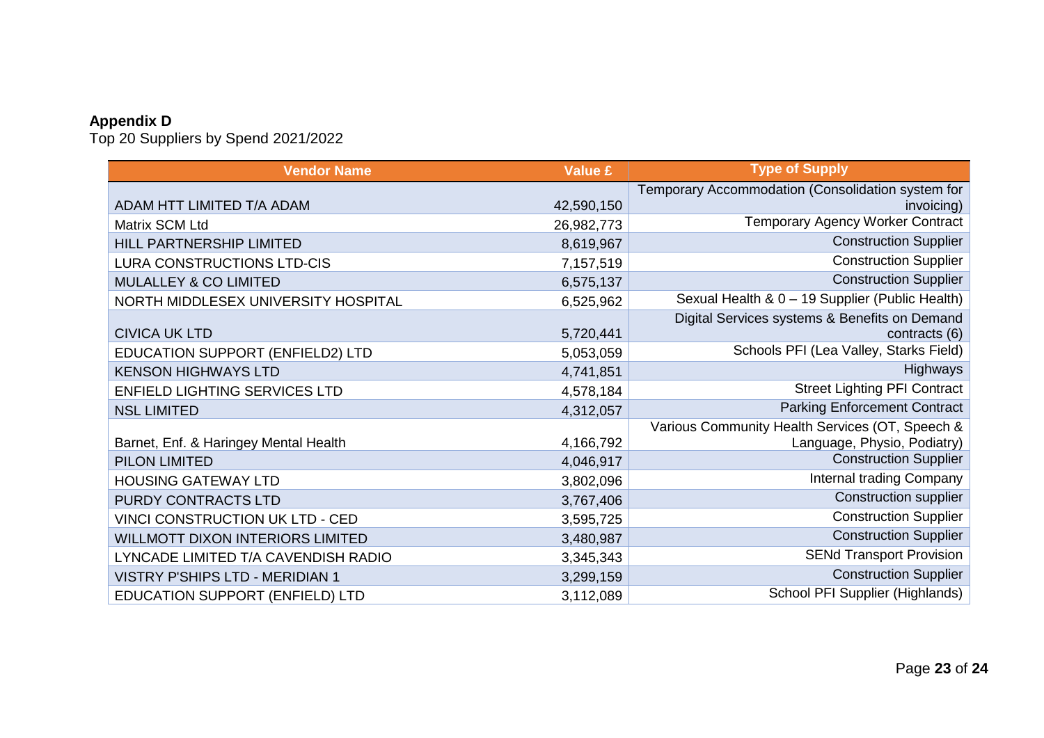**Appendix D**

Top 20 Suppliers by Spend 2021/2022

| Vendor Name | Value £ | Type of Supply |
|---|---|---|
| ADAM HTT LIMITED T/A ADAM | 42,590,150 | Temporary Accommodation (Consolidation system for invoicing) |
| Matrix SCM Ltd | 26,982,773 | Temporary Agency Worker Contract |
| HILL PARTNERSHIP LIMITED | 8,619,967 | Construction Supplier |
| LURA CONSTRUCTIONS LTD-CIS | 7,157,519 | Construction Supplier |
| MULALLEY & CO LIMITED | 6,575,137 | Construction Supplier |
| NORTH MIDDLESEX UNIVERSITY HOSPITAL | 6,525,962 | Sexual Health & 0 – 19 Supplier (Public Health) |
| CIVICA UK LTD | 5,720,441 | Digital Services systems & Benefits on Demand contracts (6) |
| EDUCATION SUPPORT (ENFIELD2) LTD | 5,053,059 | Schools PFI (Lea Valley, Starks Field) |
| KENSON HIGHWAYS LTD | 4,741,851 | Highways |
| ENFIELD LIGHTING SERVICES LTD | 4,578,184 | Street Lighting PFI Contract |
| NSL LIMITED | 4,312,057 | Parking Enforcement Contract |
| Barnet, Enf. & Haringey Mental Health | 4,166,792 | Various Community Health Services (OT, Speech & Language, Physio, Podiatry) |
| PILON LIMITED | 4,046,917 | Construction Supplier |
| HOUSING GATEWAY LTD | 3,802,096 | Internal trading Company |
| PURDY CONTRACTS LTD | 3,767,406 | Construction supplier |
| VINCI CONSTRUCTION UK LTD - CED | 3,595,725 | Construction Supplier |
| WILLMOTT DIXON INTERIORS LIMITED | 3,480,987 | Construction Supplier |
| LYNCADE LIMITED T/A CAVENDISH RADIO | 3,345,343 | SENd Transport Provision |
| VISTRY P'SHIPS LTD - MERIDIAN 1 | 3,299,159 | Construction Supplier |
| EDUCATION SUPPORT (ENFIELD) LTD | 3,112,089 | School PFI Supplier (Highlands) |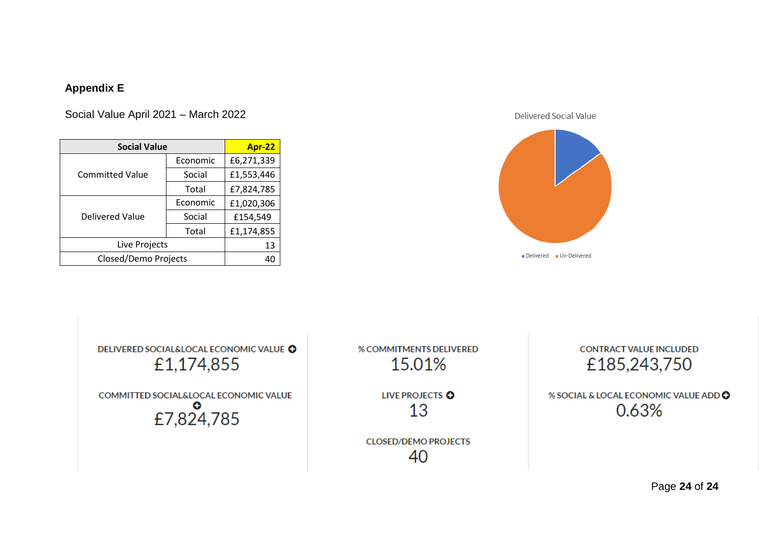## Appendix E

Social Value April 2021 – March 2022

| Social Value | | Apr-22 |
|---|---|---|
| Committed Value | Economic | £6,271,339 |
| | Social | £1,553,446 |
| | Total | £7,824,785 |
| Delivered Value | Economic | £1,020,306 |
| | Social | £154,549 |
| | Total | £1,174,855 |
| Live Projects | | 13 |
| Closed/Demo Projects | | 40 |

Delivered Social Value

Delivered
Un-Delivered

DELIVERED SOCIAL&LOCAL ECONOMIC VALUE
£1,174,855

COMMITTED SOCIAL&LOCAL ECONOMIC VALUE
£7,824,785

% COMMITMENTS DELIVERED
15.01%

LIVE PROJECTS
13

CLOSED/DEMO PROJECTS
40

CONTRACT VALUE INCLUDED
£185,243,750

% SOCIAL & LOCAL ECONOMIC VALUE ADD
0.63%